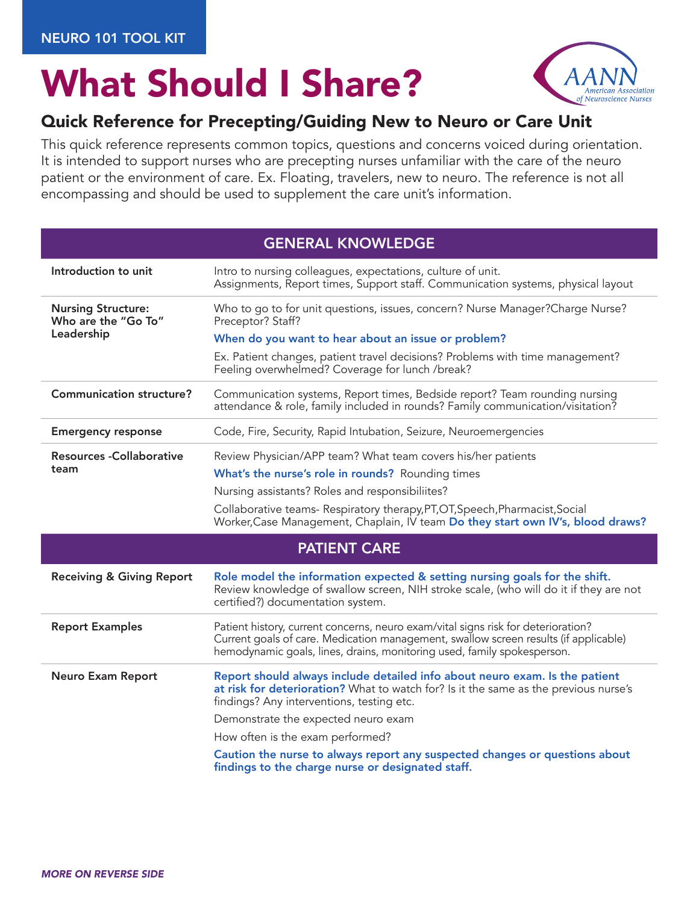NEURO 101 TOOL KIT

# What Should I Share?

AANN American Association of Neuroscience Nurses

## Quick Reference for Precepting/Guiding New to Neuro or Care Unit

This quick reference represents common topics, questions and concerns voiced during orientation. It is intended to support nurses who are precepting nurses unfamiliar with the care of the neuro patient or the environment of care. Ex. Floating, travelers, new to neuro. The reference is not all encompassing and should be used to supplement the care unit's information.

| GENERAL KNOWLEDGE | |
|---|---|
| **Introduction to unit** | Intro to nursing colleagues, expectations, culture of unit.<br>Assignments, Report times, Support staff. Communication systems, physical layout |
| **Nursing Structure: Who are the "Go To" Leadership** | Who to go to for unit questions, issues, concern? Nurse Manager?Charge Nurse? Preceptor? Staff?<br>**When do you want to hear about an issue or problem?**<br>Ex. Patient changes, patient travel decisions? Problems with time management? Feeling overwhelmed? Coverage for lunch /break? |
| **Communication structure?** | Communication systems, Report times, Bedside report? Team rounding nursing attendance & role, family included in rounds? Family communication/visitation? |
| **Emergency response** | Code, Fire, Security, Rapid Intubation, Seizure, Neuroemergencies |
| **Resources -Collaborative team** | Review Physician/APP team? What team covers his/her patients<br>**What's the nurse's role in rounds?** Rounding times<br>Nursing assistants? Roles and responsibiliites?<br>Collaborative teams- Respiratory therapy,PT,OT,Speech,Pharmacist,Social Worker,Case Management, Chaplain, IV team **Do they start own IV's, blood draws?** |

| PATIENT CARE | |
|---|---|
| **Receiving & Giving Report** | **Role model the information expected & setting nursing goals for the shift.** Review knowledge of swallow screen, NIH stroke scale, (who will do it if they are not certified?) documentation system. |
| **Report Examples** | Patient history, current concerns, neuro exam/vital signs risk for deterioration? Current goals of care. Medication management, swallow screen results (if applicable) hemodynamic goals, lines, drains, monitoring used, family spokesperson. |
| **Neuro Exam Report** | **Report should always include detailed info about neuro exam. Is the patient at risk for deterioration?** What to watch for? Is it the same as the previous nurse's findings? Any interventions, testing etc.<br>Demonstrate the expected neuro exam<br>How often is the exam performed?<br>**Caution the nurse to always report any suspected changes or questions about findings to the charge nurse or designated staff.** |

*MORE ON REVERSE SIDE*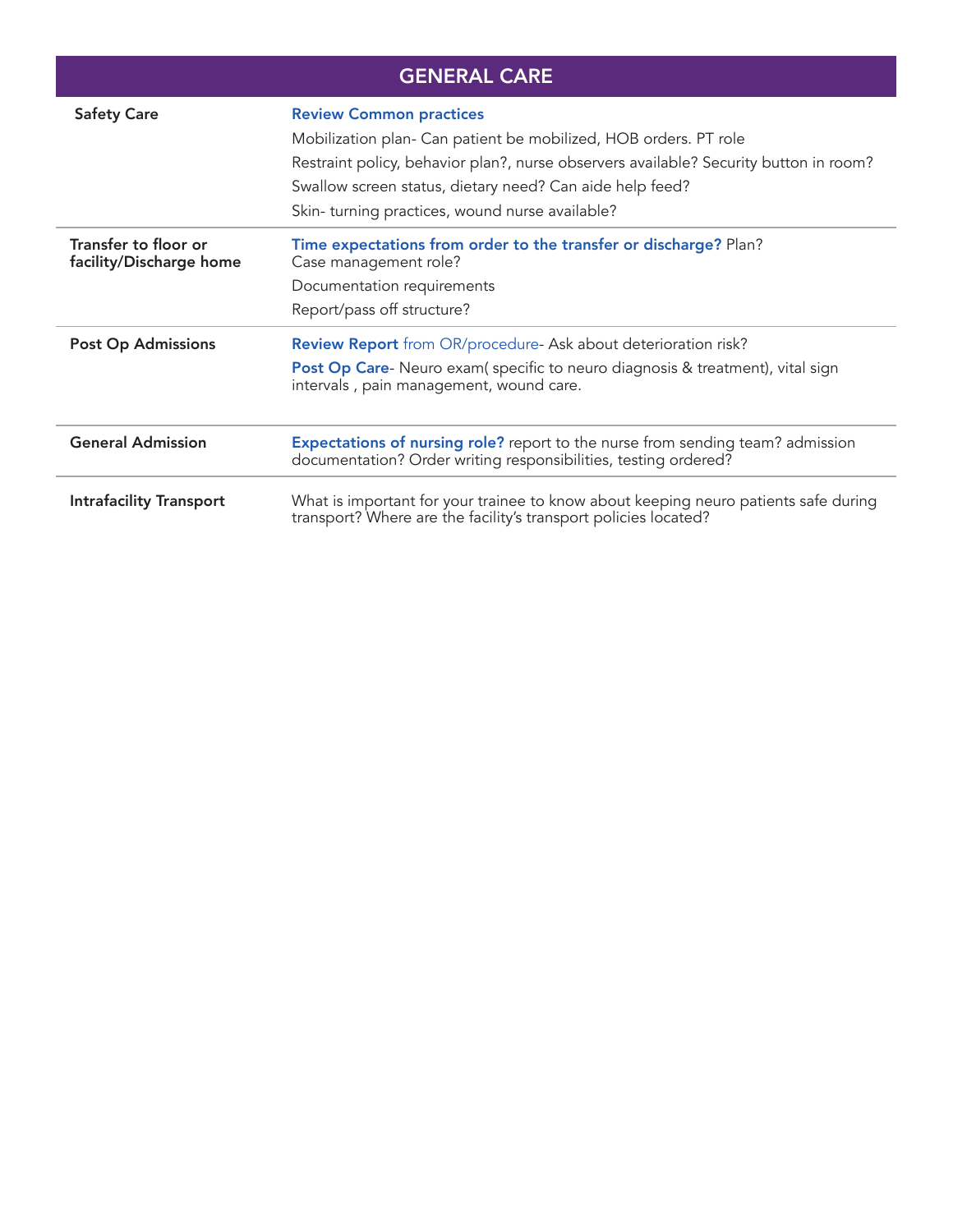## GENERAL CARE

| | |
|---|---|
| **Safety Care** | **Review Common practices**<br>Mobilization plan- Can patient be mobilized, HOB orders. PT role<br>Restraint policy, behavior plan?, nurse observers available? Security button in room?<br>Swallow screen status, dietary need? Can aide help feed?<br>Skin- turning practices, wound nurse available? |
| **Transfer to floor or facility/Discharge home** | **Time expectations from order to the transfer or discharge?** Plan?<br>Case management role?<br>Documentation requirements<br>Report/pass off structure? |
| **Post Op Admissions** | **Review Report** from OR/procedure- Ask about deterioration risk?<br>**Post Op Care**- Neuro exam( specific to neuro diagnosis & treatment), vital sign intervals , pain management, wound care. |
| **General Admission** | **Expectations of nursing role?** report to the nurse from sending team? admission documentation? Order writing responsibilities, testing ordered? |
| **Intrafacility Transport** | What is important for your trainee to know about keeping neuro patients safe during transport? Where are the facility's transport policies located? |